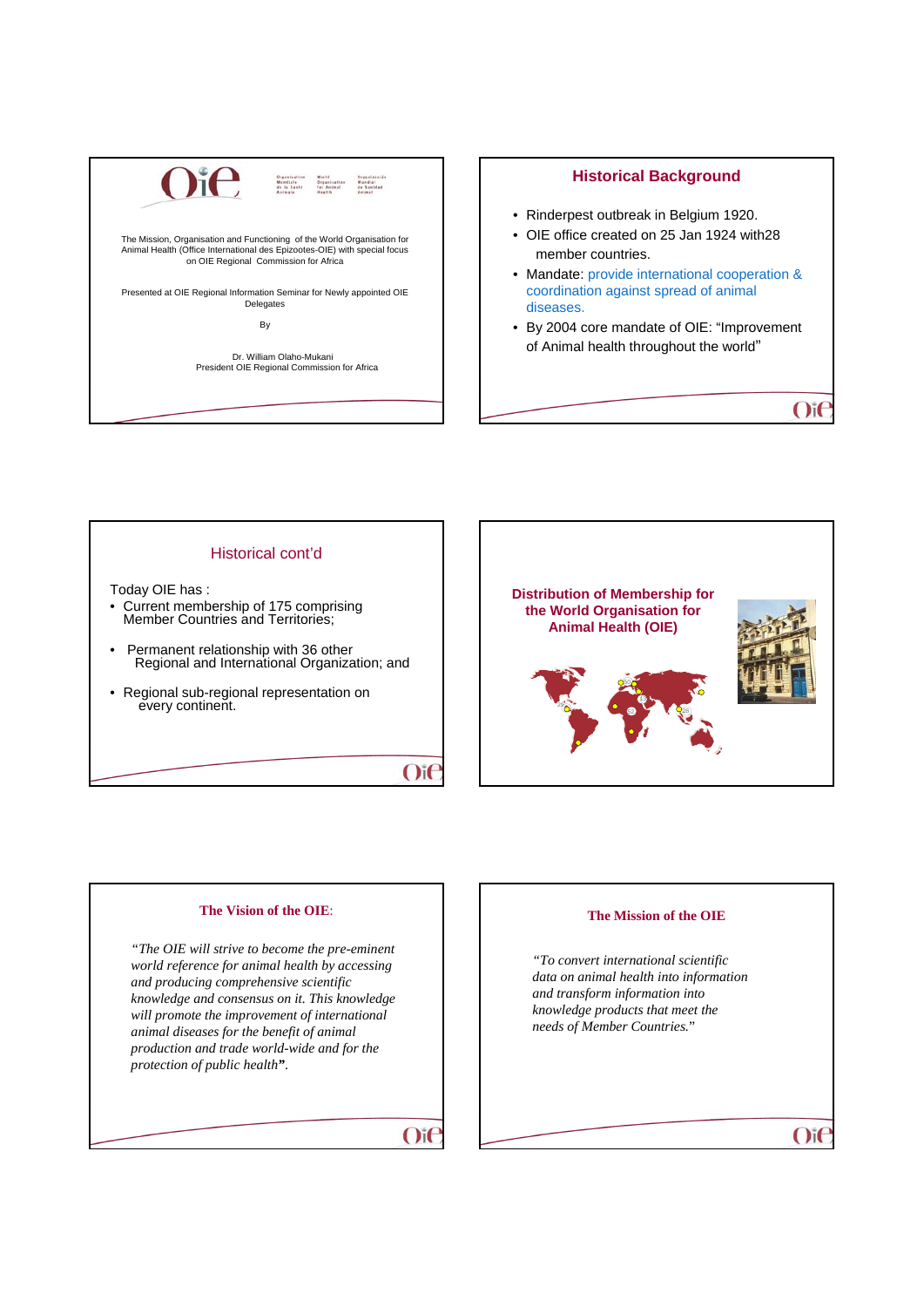The Mission, Organisation and Functioning of the World Organisation for Animal Health (Office International des Epizootes-OIE) with special focus on OIE Regional Commission for Africa

Presented at OIE Regional Information Seminar for Newly appointed OIE Delegates

By

Dr. William Olaho-Mukani
President OIE Regional Commission for Africa

## Historical Background

- Rinderpest outbreak in Belgium 1920.
- OIE office created on 25 Jan 1924 with28 member countries.
- Mandate: provide international cooperation & coordination against spread of animal diseases.
- By 2004 core mandate of OIE: "Improvement of Animal health throughout the world"

## Historical cont'd

Today OIE has :

- Current membership of 175 comprising Member Countries and Territories;
- Permanent relationship with 36 other Regional and International Organization; and
- Regional sub-regional representation on every continent.

## Distribution of Membership for the World Organisation for Animal Health (OIE)

## The Vision of the OIE:

*"The OIE will strive to become the pre-eminent world reference for animal health by accessing and producing comprehensive scientific knowledge and consensus on it. This knowledge will promote the improvement of international animal diseases for the benefit of animal production and trade world-wide and for the protection of public health".*

## The Mission of the OIE

*"To convert international scientific data on animal health into information and transform information into knowledge products that meet the needs of Member Countries."*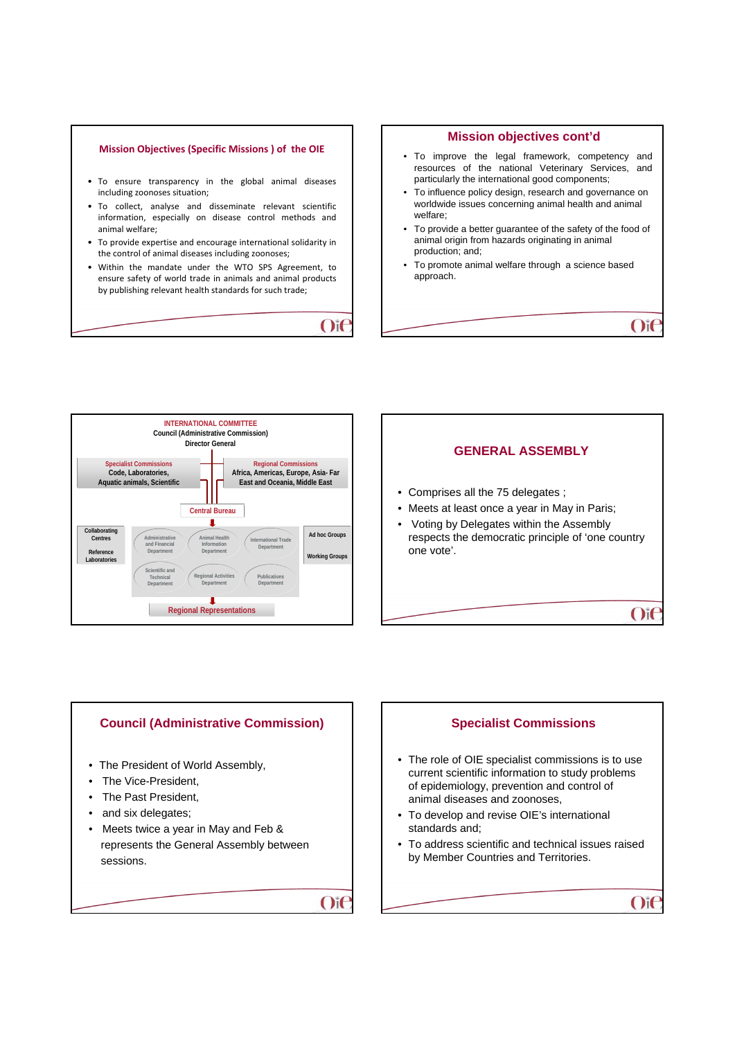## Mission Objectives (Specific Missions ) of the OIE

- To ensure transparency in the global animal diseases including zoonoses situation;
- To collect, analyse and disseminate relevant scientific information, especially on disease control methods and animal welfare;
- To provide expertise and encourage international solidarity in the control of animal diseases including zoonoses;
- Within the mandate under the WTO SPS Agreement, to ensure safety of world trade in animals and animal products by publishing relevant health standards for such trade;

## Mission objectives cont'd

- To improve the legal framework, competency and resources of the national Veterinary Services, and particularly the international good components;
- To influence policy design, research and governance on worldwide issues concerning animal health and animal welfare;
- To provide a better guarantee of the safety of the food of animal origin from hazards originating in animal production; and;
- To promote animal welfare through a science based approach.

INTERNATIONAL COMMITTEE

Council (Administrative Commission)

Director General

Specialist Commissions
Code, Laboratories, Aquatic animals, Scientific

Regional Commissions
Africa, Americas, Europe, Asia- Far East and Oceania, Middle East

Central Bureau

Collaborating Centres

Reference Laboratories

Administrative and Financial Department

Animal Health Information Department

International Trade Department

Scientific and Technical Department

Regional Activities Department

Publications Department

Ad hoc Groups

Working Groups

Regional Representations

## GENERAL ASSEMBLY

- Comprises all the 75 delegates ;
- Meets at least once a year in May in Paris;
- Voting by Delegates within the Assembly respects the democratic principle of 'one country one vote'.

## Council (Administrative Commission)

- The President of World Assembly,
- The Vice-President,
- The Past President,
- and six delegates;
- Meets twice a year in May and Feb & represents the General Assembly between sessions.

## Specialist Commissions

- The role of OIE specialist commissions is to use current scientific information to study problems of epidemiology, prevention and control of animal diseases and zoonoses,
- To develop and revise OIE's international standards and;
- To address scientific and technical issues raised by Member Countries and Territories.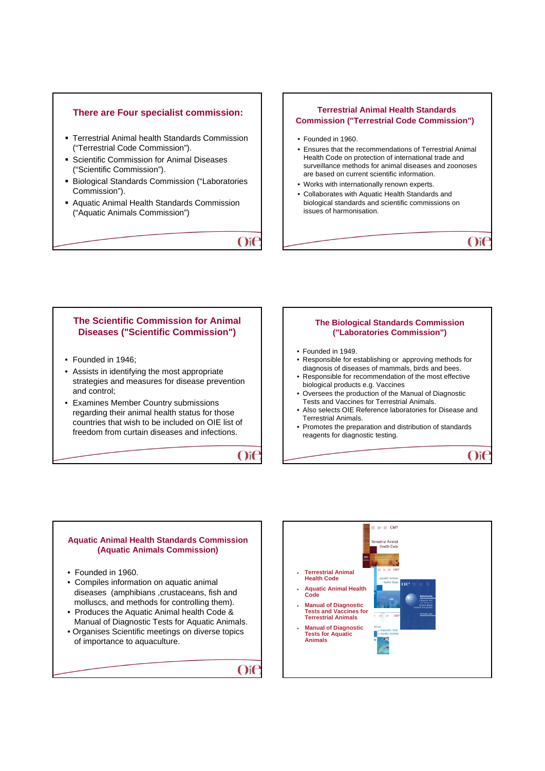## There are Four specialist commission:

- Terrestrial Animal health Standards Commission ("Terrestrial Code Commission").
- Scientific Commission for Animal Diseases ("Scientific Commission").
- Biological Standards Commission ("Laboratories Commission").
- Aquatic Animal Health Standards Commission ("Aquatic Animals Commission")

## Terrestrial Animal Health Standards Commission ("Terrestrial Code Commission")

- Founded in 1960.
- Ensures that the recommendations of Terrestrial Animal Health Code on protection of international trade and surveillance methods for animal diseases and zoonoses are based on current scientific information.
- Works with internationally renown experts.
- Collaborates with Aquatic Health Standards and biological standards and scientific commissions on issues of harmonisation.

## The Scientific Commission for Animal Diseases ("Scientific Commission")

- Founded in 1946;
- Assists in identifying the most appropriate strategies and measures for disease prevention and control;
- Examines Member Country submissions regarding their animal health status for those countries that wish to be included on OIE list of freedom from curtain diseases and infections.

## The Biological Standards Commission ("Laboratories Commission")

- Founded in 1949.
- Responsible for establishing or approving methods for diagnosis of diseases of mammals, birds and bees.
- Responsible for recommendation of the most effective biological products e.g. Vaccines
- Oversees the production of the Manual of Diagnostic Tests and Vaccines for Terrestrial Animals.
- Also selects OIE Reference laboratories for Disease and Terrestrial Animals.
- Promotes the preparation and distribution of standards reagents for diagnostic testing.

## Aquatic Animal Health Standards Commission (Aquatic Animals Commission)

- Founded in 1960.
- Compiles information on aquatic animal diseases (amphibians ,crustaceans, fish and molluscs, and methods for controlling them).
- Produces the Aquatic Animal health Code & Manual of Diagnostic Tests for Aquatic Animals.
- Organises Scientific meetings on diverse topics of importance to aquaculture.

---

- Terrestrial Animal Health Code
- Aquatic Animal Health Code
- Manual of Diagnostic Tests and Vaccines for Terrestrial Animals
- Manual of Diagnostic Tests for Aquatic Animals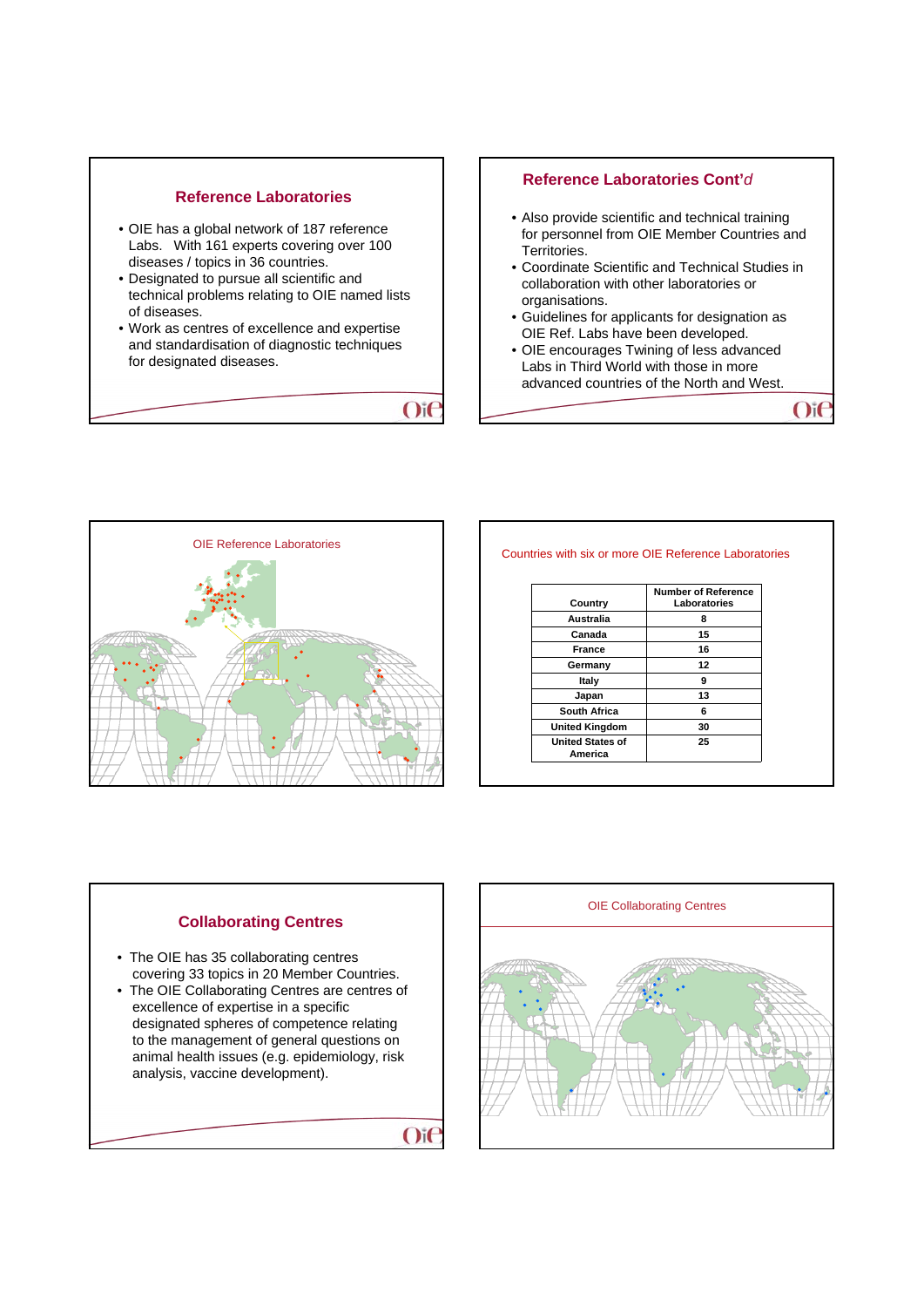## Reference Laboratories

- OIE has a global network of 187 reference Labs. With 161 experts covering over 100 diseases / topics in 36 countries.
- Designated to pursue all scientific and technical problems relating to OIE named lists of diseases.
- Work as centres of excellence and expertise and standardisation of diagnostic techniques for designated diseases.

## Reference Laboratories Cont'*d*

- Also provide scientific and technical training for personnel from OIE Member Countries and Territories.
- Coordinate Scientific and Technical Studies in collaboration with other laboratories or organisations.
- Guidelines for applicants for designation as OIE Ref. Labs have been developed.
- OIE encourages Twining of less advanced Labs in Third World with those in more advanced countries of the North and West.

OIE Reference Laboratories

Countries with six or more OIE Reference Laboratories

| Country | Number of Reference Laboratories |
|---|---|
| Australia | 8 |
| Canada | 15 |
| France | 16 |
| Germany | 12 |
| Italy | 9 |
| Japan | 13 |
| South Africa | 6 |
| United Kingdom | 30 |
| United States of America | 25 |

## Collaborating Centres

- The OIE has 35 collaborating centres covering 33 topics in 20 Member Countries.
- The OIE Collaborating Centres are centres of excellence of expertise in a specific designated spheres of competence relating to the management of general questions on animal health issues (e.g. epidemiology, risk analysis, vaccine development).

OIE Collaborating Centres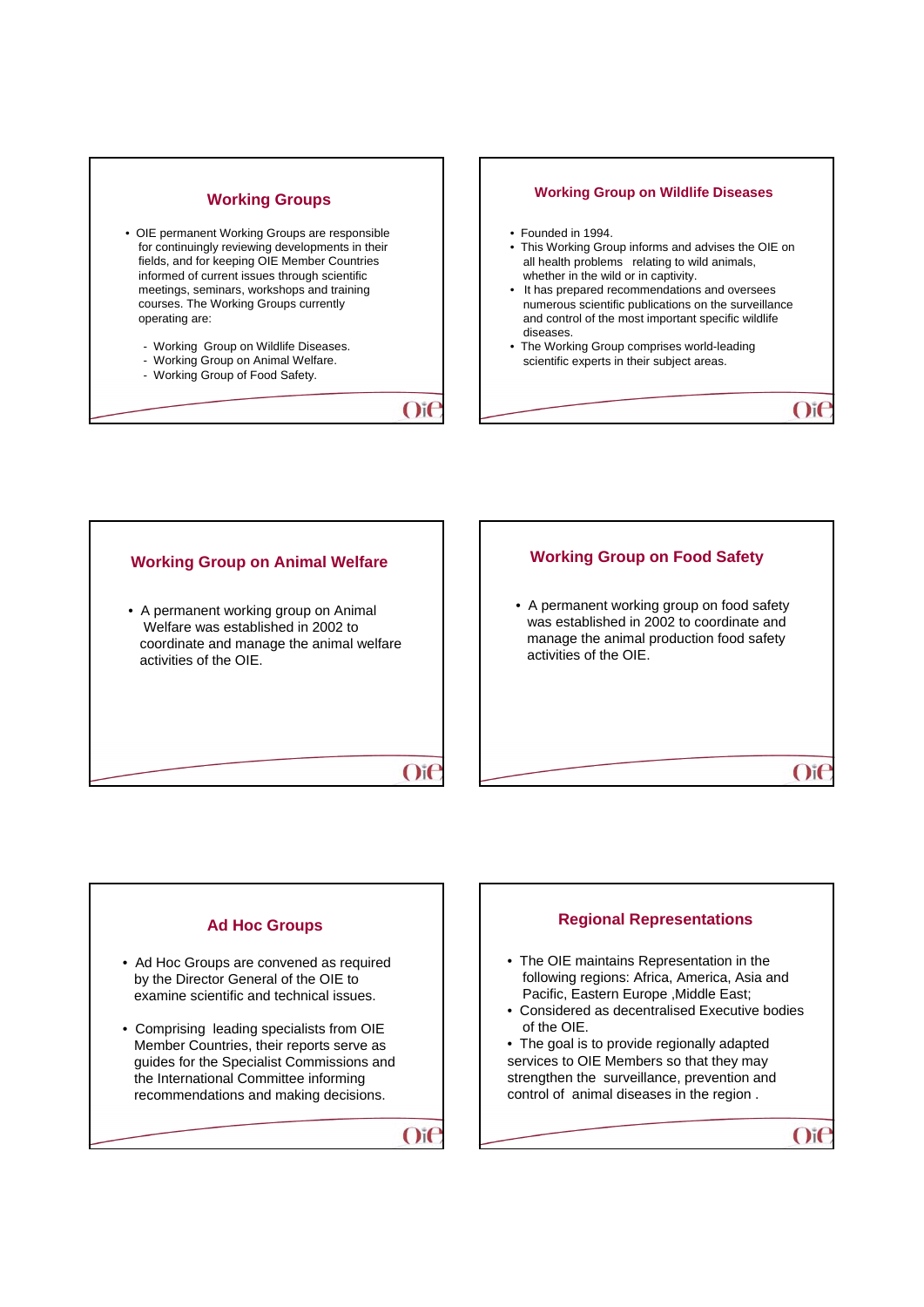## Working Groups

- OIE permanent Working Groups are responsible for continuingly reviewing developments in their fields, and for keeping OIE Member Countries informed of current issues through scientific meetings, seminars, workshops and training courses. The Working Groups currently operating are:

  - Working Group on Wildlife Diseases.
  - Working Group on Animal Welfare.
  - Working Group of Food Safety.

## Working Group on Wildlife Diseases

- Founded in 1994.
- This Working Group informs and advises the OIE on all health problems relating to wild animals, whether in the wild or in captivity.
- It has prepared recommendations and oversees numerous scientific publications on the surveillance and control of the most important specific wildlife diseases.
- The Working Group comprises world-leading scientific experts in their subject areas.

## Working Group on Animal Welfare

- A permanent working group on Animal Welfare was established in 2002 to coordinate and manage the animal welfare activities of the OIE.

## Working Group on Food Safety

- A permanent working group on food safety was established in 2002 to coordinate and manage the animal production food safety activities of the OIE.

## Ad Hoc Groups

- Ad Hoc Groups are convened as required by the Director General of the OIE to examine scientific and technical issues.
- Comprising leading specialists from OIE Member Countries, their reports serve as guides for the Specialist Commissions and the International Committee informing recommendations and making decisions.

## Regional Representations

- The OIE maintains Representation in the following regions: Africa, America, Asia and Pacific, Eastern Europe ,Middle East;
- Considered as decentralised Executive bodies of the OIE.
- The goal is to provide regionally adapted services to OIE Members so that they may strengthen the surveillance, prevention and control of animal diseases in the region .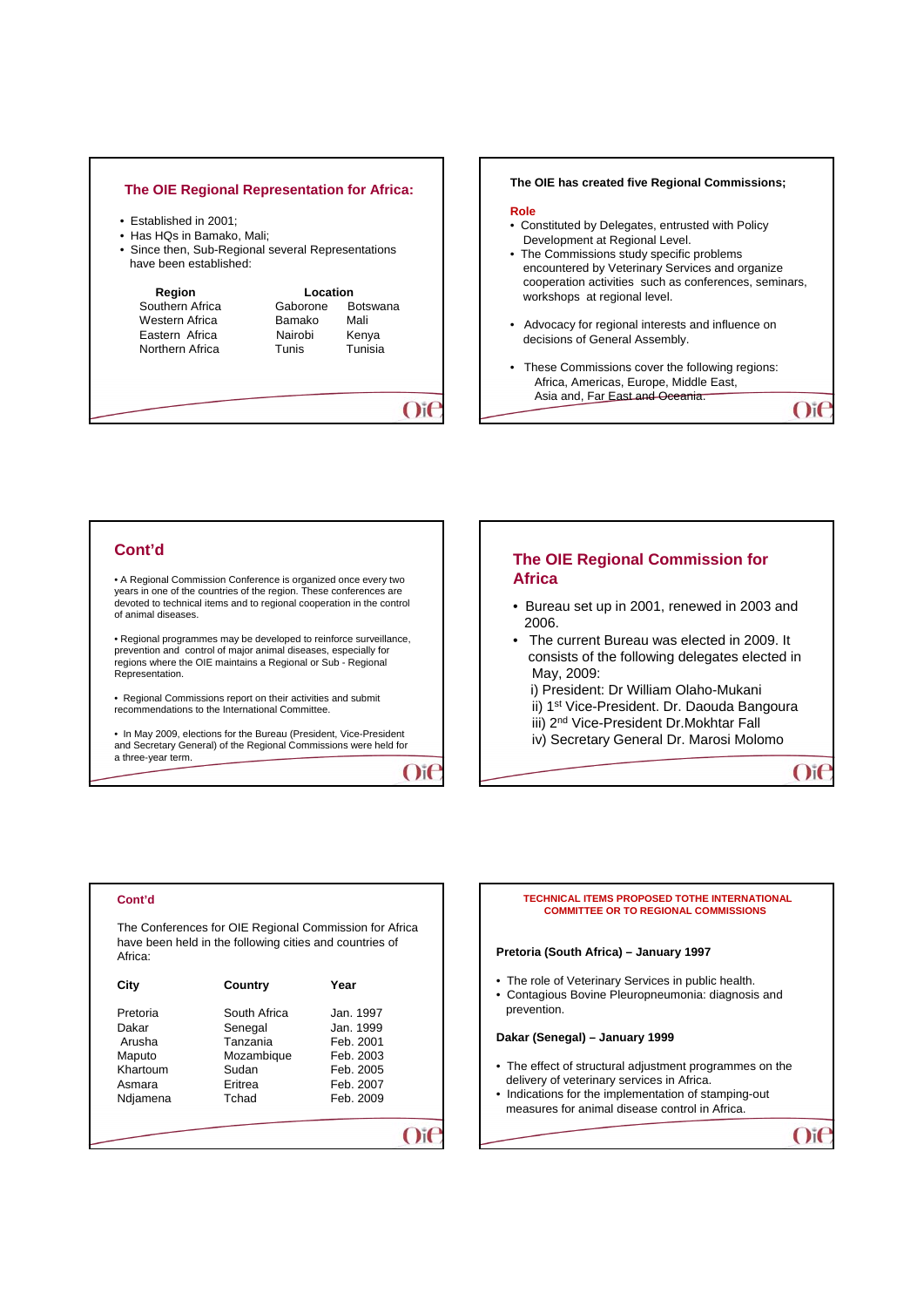## The OIE Regional Representation for Africa:

- Established in 2001;
- Has HQs in Bamako, Mali;
- Since then, Sub-Regional several Representations have been established:

| Region | Location | |
|---|---|---|
| Southern Africa | Gaborone | Botswana |
| Western Africa | Bamako | Mali |
| Eastern Africa | Nairobi | Kenya |
| Northern Africa | Tunis | Tunisia |

**The OIE has created five Regional Commissions;**

**Role**

- Constituted by Delegates, entrusted with Policy Development at Regional Level.
- The Commissions study specific problems encountered by Veterinary Services and organize cooperation activities such as conferences, seminars, workshops at regional level.
- Advocacy for regional interests and influence on decisions of General Assembly.
- These Commissions cover the following regions: Africa, Americas, Europe, Middle East, Asia and, Far East and Oceania.

## Cont'd

- A Regional Commission Conference is organized once every two years in one of the countries of the region. These conferences are devoted to technical items and to regional cooperation in the control of animal diseases.
- Regional programmes may be developed to reinforce surveillance, prevention and control of major animal diseases, especially for regions where the OIE maintains a Regional or Sub - Regional Representation.
- Regional Commissions report on their activities and submit recommendations to the International Committee.
- In May 2009, elections for the Bureau (President, Vice-President and Secretary General) of the Regional Commissions were held for a three-year term.

## The OIE Regional Commission for Africa

- Bureau set up in 2001, renewed in 2003 and 2006.
- The current Bureau was elected in 2009. It consists of the following delegates elected in May, 2009:
  i) President: Dr William Olaho-Mukani
  ii) 1st Vice-President. Dr. Daouda Bangoura
  iii) 2nd Vice-President Dr.Mokhtar Fall
  iv) Secretary General Dr. Marosi Molomo

## Cont'd

The Conferences for OIE Regional Commission for Africa have been held in the following cities and countries of Africa:

| City | Country | Year |
|---|---|---|
| Pretoria | South Africa | Jan. 1997 |
| Dakar | Senegal | Jan. 1999 |
| Arusha | Tanzania | Feb. 2001 |
| Maputo | Mozambique | Feb. 2003 |
| Khartoum | Sudan | Feb. 2005 |
| Asmara | Eritrea | Feb. 2007 |
| Ndjamena | Tchad | Feb. 2009 |

## TECHNICAL ITEMS PROPOSED TOTHE INTERNATIONAL COMMITTEE OR TO REGIONAL COMMISSIONS

**Pretoria (South Africa) – January 1997**

- The role of Veterinary Services in public health.
- Contagious Bovine Pleuropneumonia: diagnosis and prevention.

**Dakar (Senegal) – January 1999**

- The effect of structural adjustment programmes on the delivery of veterinary services in Africa.
- Indications for the implementation of stamping-out measures for animal disease control in Africa.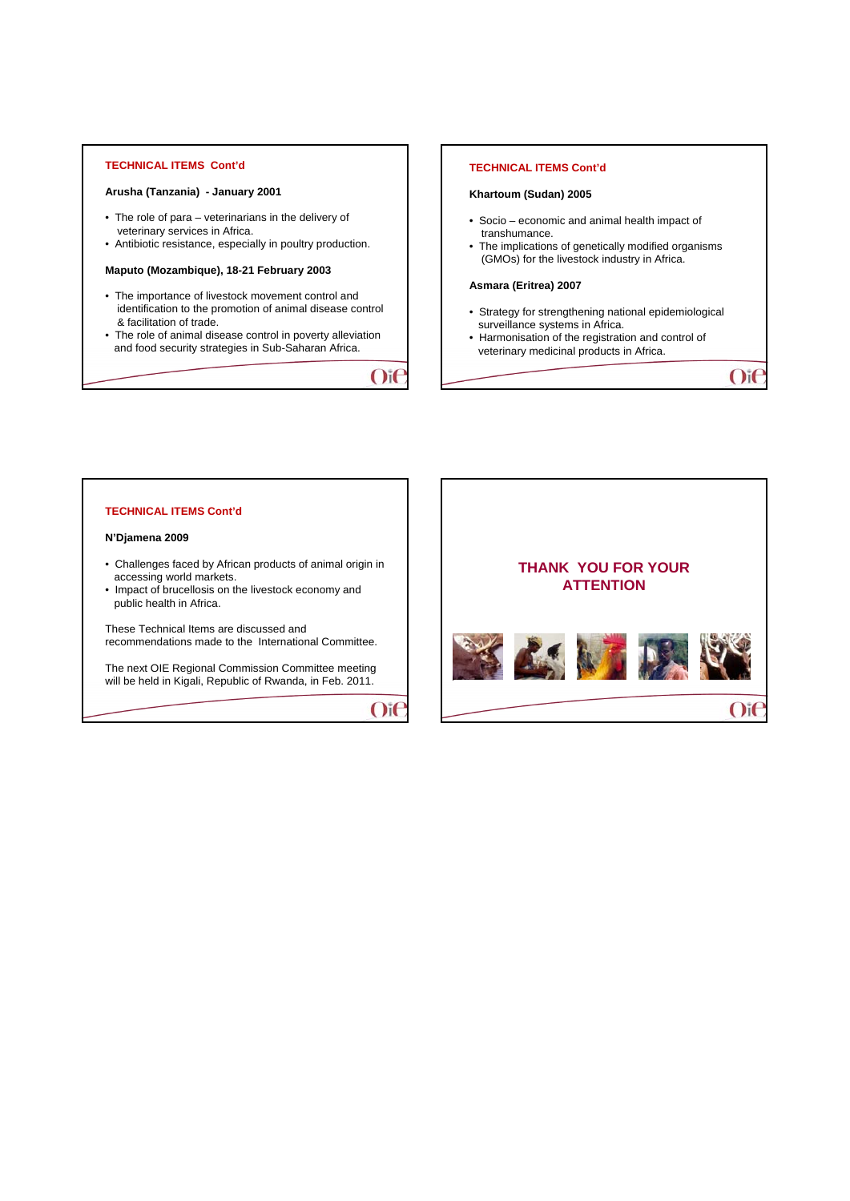## TECHNICAL ITEMS Cont'd

**Arusha (Tanzania) - January 2001**

- The role of para – veterinarians in the delivery of veterinary services in Africa.
- Antibiotic resistance, especially in poultry production.

**Maputo (Mozambique), 18-21 February 2003**

- The importance of livestock movement control and identification to the promotion of animal disease control & facilitation of trade.
- The role of animal disease control in poverty alleviation and food security strategies in Sub-Saharan Africa.

## TECHNICAL ITEMS Cont'd

**Khartoum (Sudan) 2005**

- Socio – economic and animal health impact of transhumance.
- The implications of genetically modified organisms (GMOs) for the livestock industry in Africa.

**Asmara (Eritrea) 2007**

- Strategy for strengthening national epidemiological surveillance systems in Africa.
- Harmonisation of the registration and control of veterinary medicinal products in Africa.

## TECHNICAL ITEMS Cont'd

**N'Djamena 2009**

- Challenges faced by African products of animal origin in accessing world markets.
- Impact of brucellosis on the livestock economy and public health in Africa.

These Technical Items are discussed and recommendations made to the International Committee.

The next OIE Regional Commission Committee meeting will be held in Kigali, Republic of Rwanda, in Feb. 2011.

## THANK YOU FOR YOUR ATTENTION